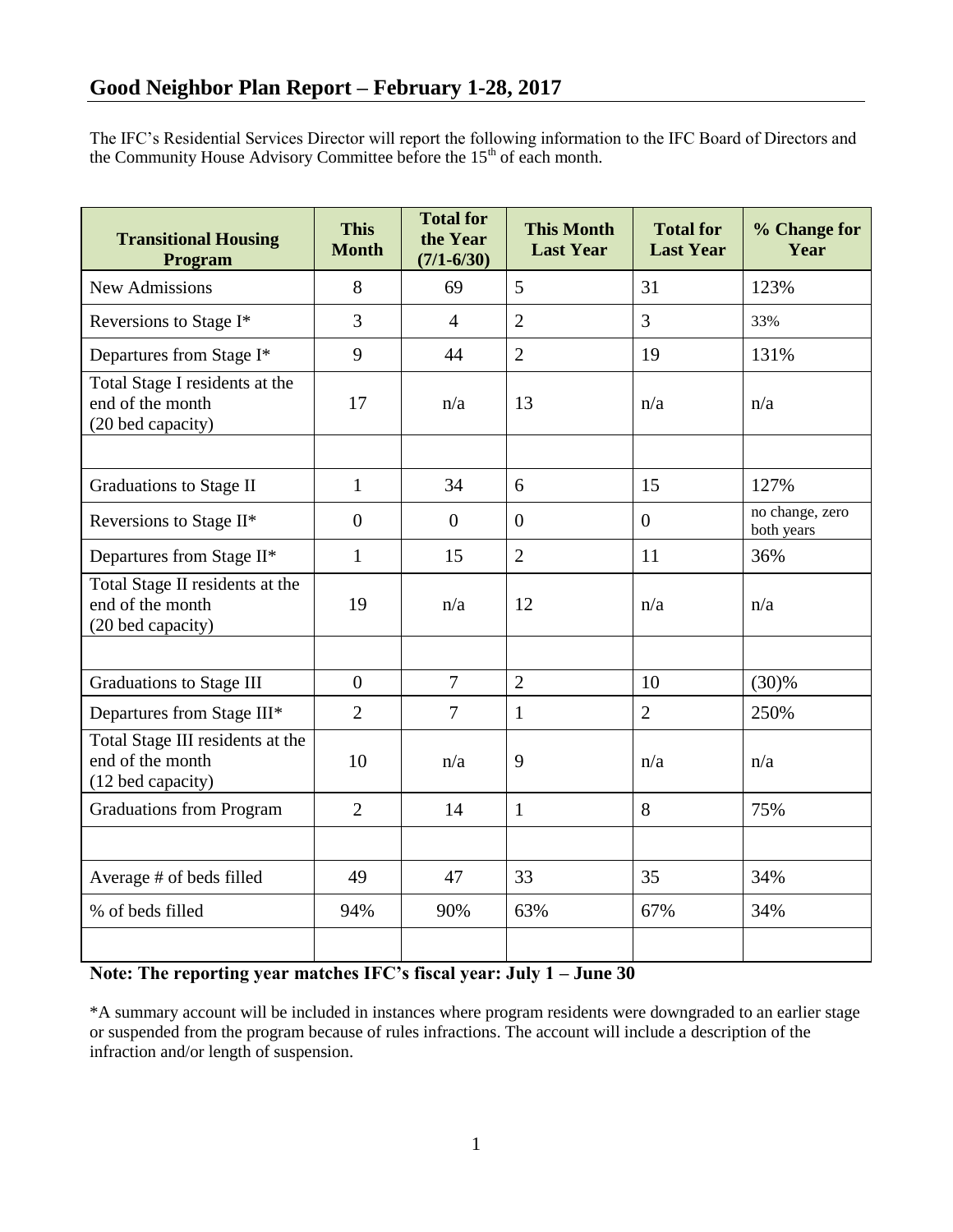## Good Neighbor Plan Report – February 1-28, 2017

The IFC's Residential Services Director will report the following information to the IFC Board of Directors and the Community House Advisory Committee before the 15th of each month.

| Transitional Housing Program | This Month | Total for the Year (7/1-6/30) | This Month Last Year | Total for Last Year | % Change for Year |
|---|---|---|---|---|---|
| New Admissions | 8 | 69 | 5 | 31 | 123% |
| Reversions to Stage I* | 3 | 4 | 2 | 3 | 33% |
| Departures from Stage I* | 9 | 44 | 2 | 19 | 131% |
| Total Stage I residents at the end of the month (20 bed capacity) | 17 | n/a | 13 | n/a | n/a |
| | | | | | |
| Graduations to Stage II | 1 | 34 | 6 | 15 | 127% |
| Reversions to Stage II* | 0 | 0 | 0 | 0 | no change, zero both years |
| Departures from Stage II* | 1 | 15 | 2 | 11 | 36% |
| Total Stage II residents at the end of the month (20 bed capacity) | 19 | n/a | 12 | n/a | n/a |
| | | | | | |
| Graduations to Stage III | 0 | 7 | 2 | 10 | (30)% |
| Departures from Stage III* | 2 | 7 | 1 | 2 | 250% |
| Total Stage III residents at the end of the month (12 bed capacity) | 10 | n/a | 9 | n/a | n/a |
| Graduations from Program | 2 | 14 | 1 | 8 | 75% |
| | | | | | |
| Average # of beds filled | 49 | 47 | 33 | 35 | 34% |
| % of beds filled | 94% | 90% | 63% | 67% | 34% |
| | | | | | |

**Note: The reporting year matches IFC's fiscal year: July 1 – June 30**

*A summary account will be included in instances where program residents were downgraded to an earlier stage or suspended from the program because of rules infractions. The account will include a description of the infraction and/or length of suspension.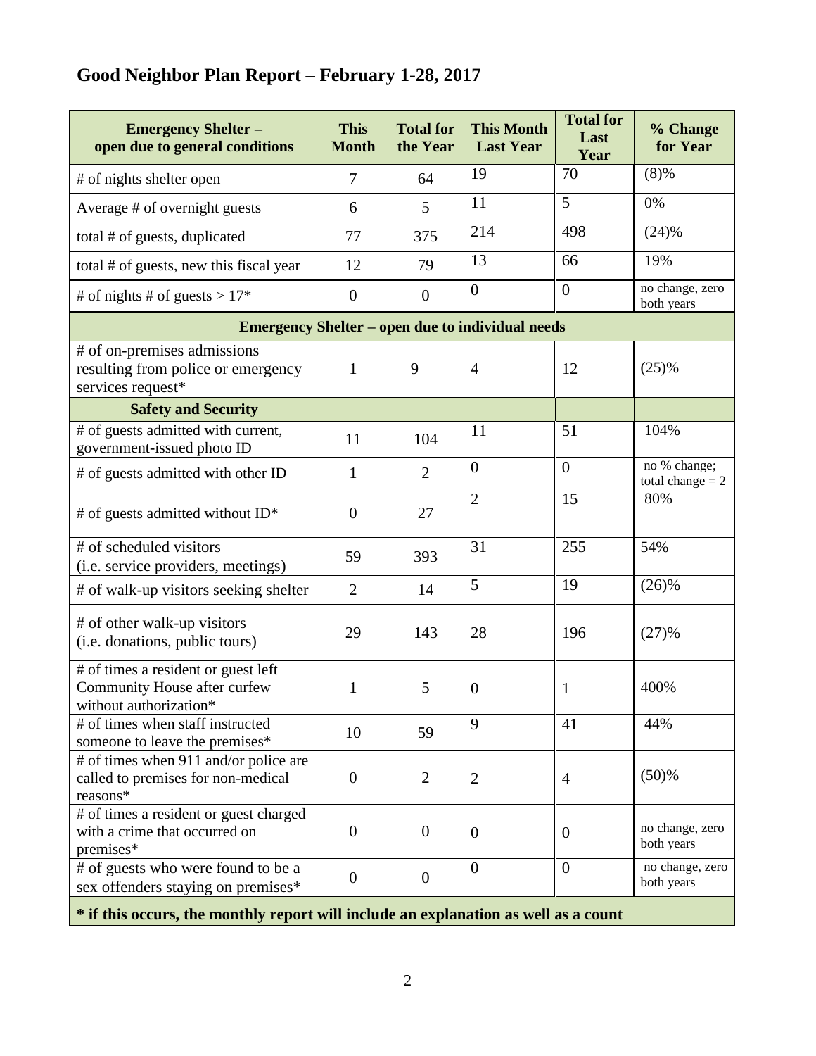## Good Neighbor Plan Report – February 1-28, 2017

| Emergency Shelter – open due to general conditions | This Month | Total for the Year | This Month Last Year | Total for Last Year | % Change for Year |
|---|---|---|---|---|---|
| # of nights shelter open | 7 | 64 | 19 | 70 | (8)% |
| Average # of overnight guests | 6 | 5 | 11 | 5 | 0% |
| total # of guests, duplicated | 77 | 375 | 214 | 498 | (24)% |
| total # of guests, new this fiscal year | 12 | 79 | 13 | 66 | 19% |
| # of nights # of guests > 17* | 0 | 0 | 0 | 0 | no change, zero both years |
| **Emergency Shelter – open due to individual needs** | | | | | |
| # of on-premises admissions resulting from police or emergency services request* | 1 | 9 | 4 | 12 | (25)% |
| **Safety and Security** | | | | | |
| # of guests admitted with current, government-issued photo ID | 11 | 104 | 11 | 51 | 104% |
| # of guests admitted with other ID | 1 | 2 | 0 | 0 | no % change; total change = 2 |
| # of guests admitted without ID* | 0 | 27 | 2 | 15 | 80% |
| # of scheduled visitors (i.e. service providers, meetings) | 59 | 393 | 31 | 255 | 54% |
| # of walk-up visitors seeking shelter | 2 | 14 | 5 | 19 | (26)% |
| # of other walk-up visitors (i.e. donations, public tours) | 29 | 143 | 28 | 196 | (27)% |
| # of times a resident or guest left Community House after curfew without authorization* | 1 | 5 | 0 | 1 | 400% |
| # of times when staff instructed someone to leave the premises* | 10 | 59 | 9 | 41 | 44% |
| # of times when 911 and/or police are called to premises for non-medical reasons* | 0 | 2 | 2 | 4 | (50)% |
| # of times a resident or guest charged with a crime that occurred on premises* | 0 | 0 | 0 | 0 | no change, zero both years |
| # of guests who were found to be a sex offenders staying on premises* | 0 | 0 | 0 | 0 | no change, zero both years |

**\* if this occurs, the monthly report will include an explanation as well as a count**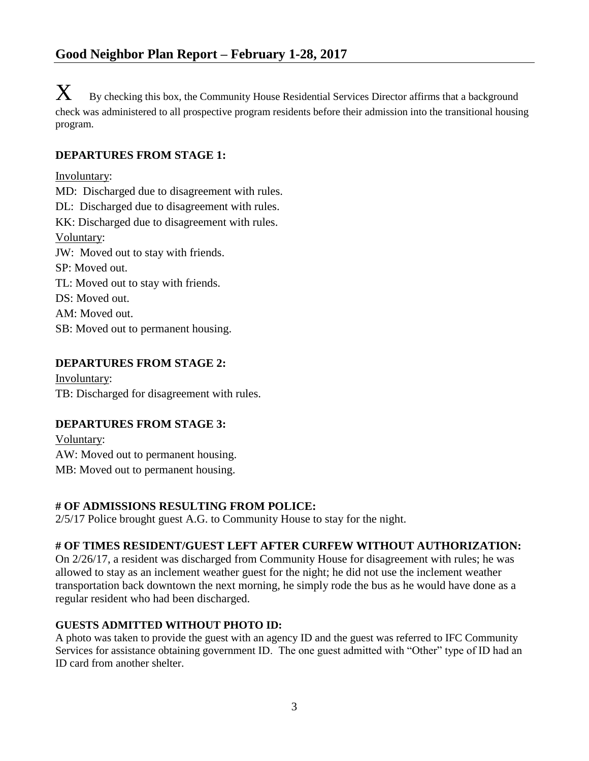## Good Neighbor Plan Report – February 1-28, 2017

X By checking this box, the Community House Residential Services Director affirms that a background check was administered to all prospective program residents before their admission into the transitional housing program.

**DEPARTURES FROM STAGE 1:**

Involuntary:

MD: Discharged due to disagreement with rules.
DL: Discharged due to disagreement with rules.
KK: Discharged due to disagreement with rules.

Voluntary:

JW: Moved out to stay with friends.
SP: Moved out.
TL: Moved out to stay with friends.
DS: Moved out.
AM: Moved out.
SB: Moved out to permanent housing.

**DEPARTURES FROM STAGE 2:**

Involuntary:

TB: Discharged for disagreement with rules.

**DEPARTURES FROM STAGE 3:**

Voluntary:

AW: Moved out to permanent housing.
MB: Moved out to permanent housing.

**# OF ADMISSIONS RESULTING FROM POLICE:**

2/5/17 Police brought guest A.G. to Community House to stay for the night.

**# OF TIMES RESIDENT/GUEST LEFT AFTER CURFEW WITHOUT AUTHORIZATION:**

On 2/26/17, a resident was discharged from Community House for disagreement with rules; he was allowed to stay as an inclement weather guest for the night; he did not use the inclement weather transportation back downtown the next morning, he simply rode the bus as he would have done as a regular resident who had been discharged.

**GUESTS ADMITTED WITHOUT PHOTO ID:**

A photo was taken to provide the guest with an agency ID and the guest was referred to IFC Community Services for assistance obtaining government ID. The one guest admitted with "Other" type of ID had an ID card from another shelter.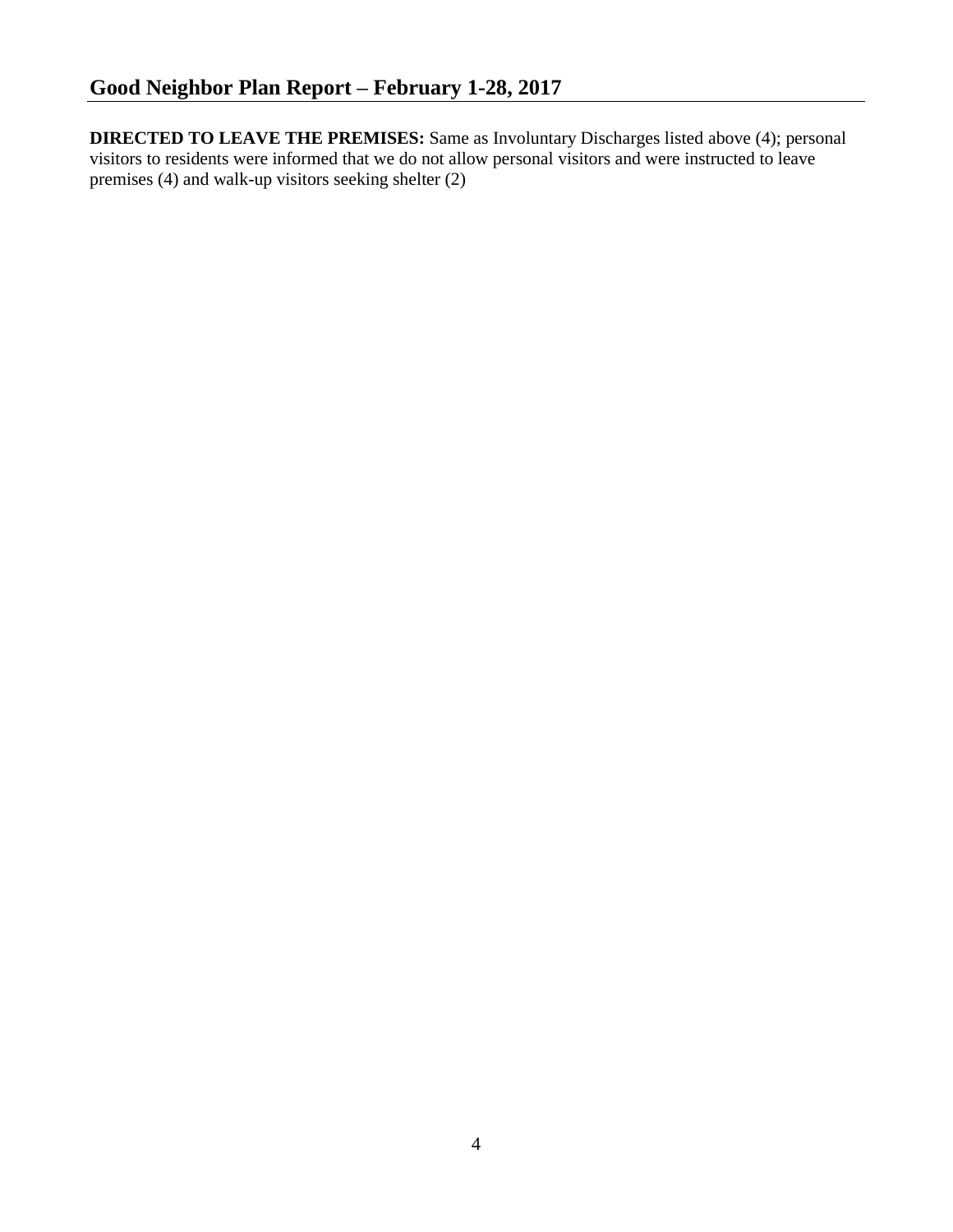## Good Neighbor Plan Report – February 1-28, 2017

**DIRECTED TO LEAVE THE PREMISES:** Same as Involuntary Discharges listed above (4); personal visitors to residents were informed that we do not allow personal visitors and were instructed to leave premises (4) and walk-up visitors seeking shelter (2)